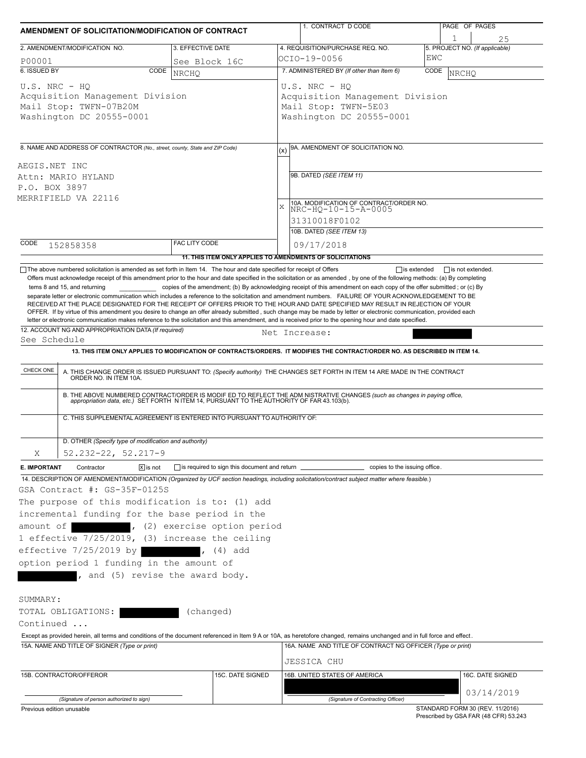## AMENDMENT OF SOLICITATION/MODIFICATION OF CONTRACT

| 1. CONTRACT ID CODE | PAGE OF PAGES |
|---|---|
| | 1 / 25 |

| 2. AMENDMENT/MODIFICATION NO. | 3. EFFECTIVE DATE | 4. REQUISITION/PURCHASE REQ. NO. | 5. PROJECT NO. (If applicable) |
|---|---|---|---|
| P00001 | See Block 16C | OCIO-19-0056 | EWC |

**6. ISSUED BY** CODE NRCHQ

U.S. NRC - HQ
Acquisition Management Division
Mail Stop: TWFN-07B20M
Washington DC 20555-0001

**7. ADMINISTERED BY** (If other than Item 6) CODE NRCHQ

U.S. NRC - HQ
Acquisition Management Division
Mail Stop: TWFN-5E03
Washington DC 20555-0001

**8. NAME AND ADDRESS OF CONTRACTOR** (No., street, county, State and ZIP Code)

AEGIS.NET INC
Attn: MARIO HYLAND
P.O. BOX 3897
MERRIFIELD VA 22116

(x) 9A. AMENDMENT OF SOLICITATION NO.

9B. DATED (SEE ITEM 11)

X 10A. MODIFICATION OF CONTRACT/ORDER NO.
NRC-HQ-10-15-A-0005
31310018F0102

10B. DATED (SEE ITEM 13)
09/17/2018

CODE 152858358 FACILITY CODE

**11. THIS ITEM ONLY APPLIES TO AMENDMENTS OF SOLICITATIONS**

☐ The above numbered solicitation is amended as set forth in Item 14. The hour and date specified for receipt of Offers ☐ is extended ☐ is not extended.
Offers must acknowledge receipt of this amendment prior to the hour and date specified in the solicitation or as amended, by one of the following methods: (a) By completing Items 8 and 15, and returning __________ copies of the amendment; (b) By acknowledging receipt of this amendment on each copy of the offer submitted ; or (c) By separate letter or electronic communication which includes a reference to the solicitation and amendment numbers. FAILURE OF YOUR ACKNOWLEDGEMENT TO BE RECEIVED AT THE PLACE DESIGNATED FOR THE RECEIPT OF OFFERS PRIOR TO THE HOUR AND DATE SPECIFIED MAY RESULT IN REJECTION OF YOUR OFFER. If by virtue of this amendment you desire to change an offer already submitted , such change may be made by letter or electronic communication, provided each letter or electronic communication makes reference to the solicitation and this amendment, and is received prior to the opening hour and date specified.

**12. ACCOUNT NO AND APPROPRIATION DATA** (If required)
See Schedule — Net Increase: [REDACTED]

**13. THIS ITEM ONLY APPLIES TO MODIFICATION OF CONTRACTS/ORDERS. IT MODIFIES THE CONTRACT/ORDER NO. AS DESCRIBED IN ITEM 14.**

| CHECK ONE | |
|---|---|
| | A. THIS CHANGE ORDER IS ISSUED PURSUANT TO: (Specify authority) THE CHANGES SET FORTH IN ITEM 14 ARE MADE IN THE CONTRACT ORDER NO. IN ITEM 10A. |
| | B. THE ABOVE NUMBERED CONTRACT/ORDER IS MODIFIED TO REFLECT THE ADMINISTRATIVE CHANGES (such as changes in paying office, appropriation data, etc.) SET FORTH IN ITEM 14, PURSUANT TO THE AUTHORITY OF FAR 43.103(b). |
| | C. THIS SUPPLEMENTAL AGREEMENT IS ENTERED INTO PURSUANT TO AUTHORITY OF: |
| X | D. OTHER (Specify type of modification and authority) 52.232-22, 52.217-9 |

**E. IMPORTANT** Contractor ☒ is not ☐ is required to sign this document and return __________ copies to the issuing office.

**14. DESCRIPTION OF AMENDMENT/MODIFICATION** (Organized by UCF section headings, including solicitation/contract subject matter where feasible.)

GSA Contract #: GS-35F-0125S

The purpose of this modification is to: (1) add incremental funding for the base period in the amount of [REDACTED], (2) exercise option period 1 effective 7/25/2019, (3) increase the ceiling effective 7/25/2019 by [REDACTED], (4) add option period 1 funding in the amount of [REDACTED], and (5) revise the award body.

SUMMARY:

TOTAL OBLIGATIONS: [REDACTED] (changed)

Continued ...

Except as provided herein, all terms and conditions of the document referenced in Item 9 A or 10A, as heretofore changed, remains unchanged and in full force and effect.

| 15A. NAME AND TITLE OF SIGNER (Type or print) | | 16A. NAME AND TITLE OF CONTRACTING OFFICER (Type or print) | |
|---|---|---|---|
| | | JESSICA CHU | |
| 15B. CONTRACTOR/OFFEROR | 15C. DATE SIGNED | 16B. UNITED STATES OF AMERICA | 16C. DATE SIGNED |
| (Signature of person authorized to sign) | | [REDACTED] (Signature of Contracting Officer) | 03/14/2019 |

Previous edition unusable

STANDARD FORM 30 (REV. 11/2016)
Prescribed by GSA FAR (48 CFR) 53.243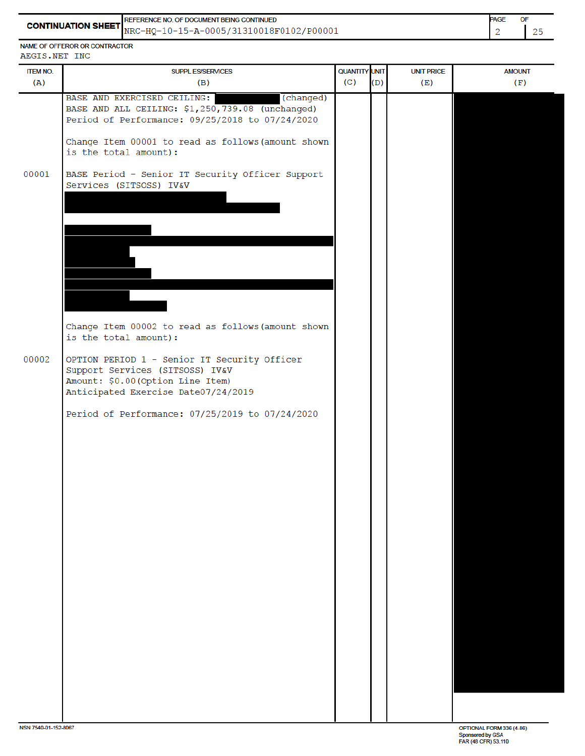**CONTINUATION SHEET**

REFERENCE NO. OF DOCUMENT BEING CONTINUED: NRC-HQ-10-15-A-0005/31310018F0102/P00001

NAME OF OFFEROR OR CONTRACTOR: AEGIS.NET INC

| ITEM NO. (A) | SUPPLIES/SERVICES (B) | QUANTITY (C) | UNIT (D) | UNIT PRICE (E) | AMOUNT (F) |
|---|---|---|---|---|---|
| | BASE AND EXERCISED CEILING: [REDACTED] (changed)<br>BASE AND ALL CEILING: $1,250,739.08 (unchanged)<br>Period of Performance: 09/25/2018 to 07/24/2020<br><br>Change Item 00001 to read as follows(amount shown is the total amount): | | | | [REDACTED] |
| 00001 | BASE Period - Senior IT Security Officer Support Services (SITSOSS) IV&V<br>[REDACTED]<br><br>Change Item 00002 to read as follows(amount shown is the total amount): | | | | |
| 00002 | OPTION PERIOD 1 - Senior IT Security Officer Support Services (SITSOSS) IV&V<br>Amount: $0.00(Option Line Item)<br>Anticipated Exercise Date07/24/2019<br><br>Period of Performance: 07/25/2019 to 07/24/2020 | | | | |

NSN 7540-01-152-8067

OPTIONAL FORM 336 (4-86)
Sponsored by GSA
FAR (48 CFR) 53.110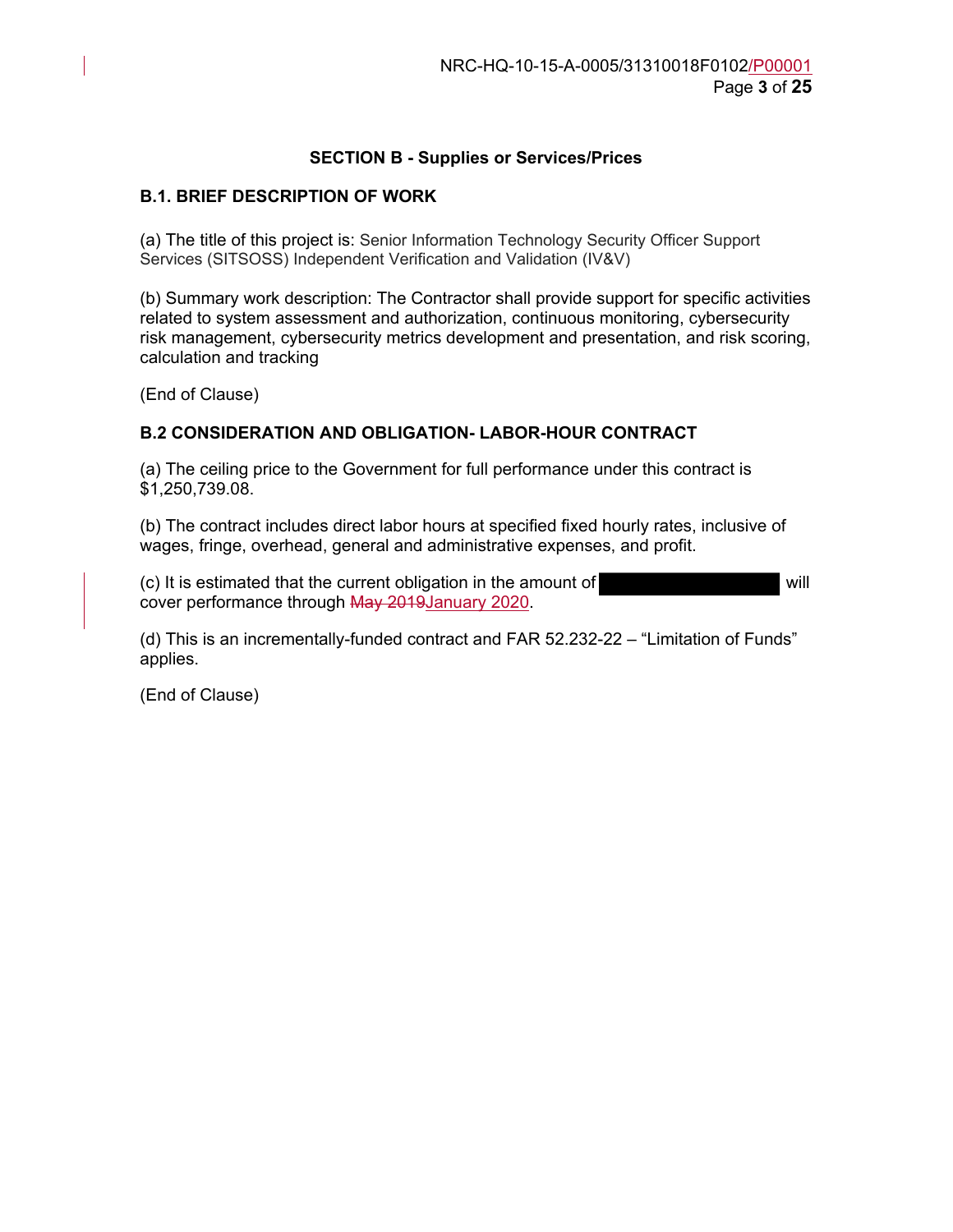## SECTION B - Supplies or Services/Prices

### B.1. BRIEF DESCRIPTION OF WORK

(a) The title of this project is: Senior Information Technology Security Officer Support Services (SITSOSS) Independent Verification and Validation (IV&V)

(b) Summary work description: The Contractor shall provide support for specific activities related to system assessment and authorization, continuous monitoring, cybersecurity risk management, cybersecurity metrics development and presentation, and risk scoring, calculation and tracking

(End of Clause)

### B.2 CONSIDERATION AND OBLIGATION- LABOR-HOUR CONTRACT

(a) The ceiling price to the Government for full performance under this contract is $1,250,739.08.

(b) The contract includes direct labor hours at specified fixed hourly rates, inclusive of wages, fringe, overhead, general and administrative expenses, and profit.

(c) It is estimated that the current obligation in the amount of [REDACTED] will cover performance through ~~May 2019~~January 2020.

(d) This is an incrementally-funded contract and FAR 52.232-22 – "Limitation of Funds" applies.

(End of Clause)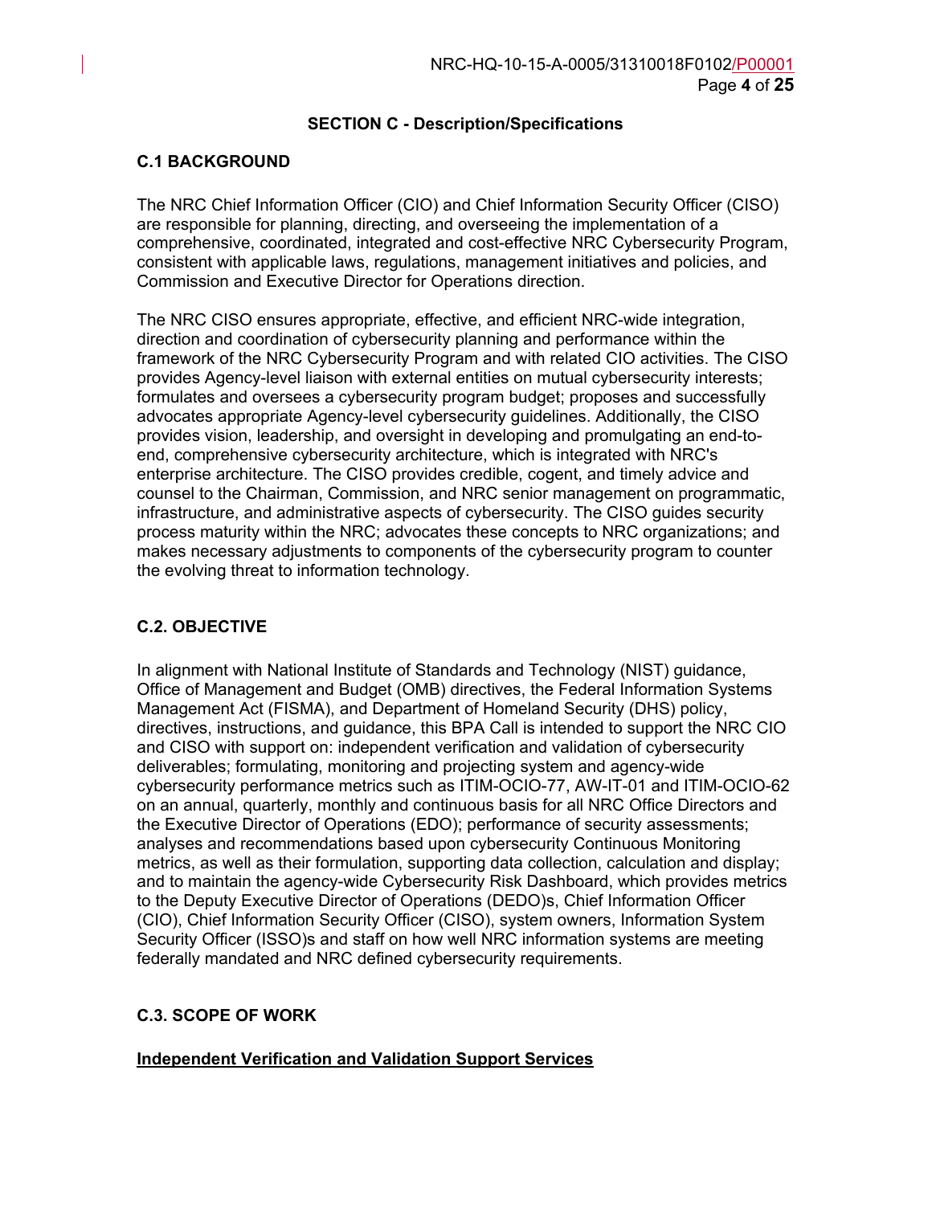## SECTION C - Description/Specifications

### C.1 BACKGROUND

The NRC Chief Information Officer (CIO) and Chief Information Security Officer (CISO) are responsible for planning, directing, and overseeing the implementation of a comprehensive, coordinated, integrated and cost-effective NRC Cybersecurity Program, consistent with applicable laws, regulations, management initiatives and policies, and Commission and Executive Director for Operations direction.

The NRC CISO ensures appropriate, effective, and efficient NRC-wide integration, direction and coordination of cybersecurity planning and performance within the framework of the NRC Cybersecurity Program and with related CIO activities. The CISO provides Agency-level liaison with external entities on mutual cybersecurity interests; formulates and oversees a cybersecurity program budget; proposes and successfully advocates appropriate Agency-level cybersecurity guidelines. Additionally, the CISO provides vision, leadership, and oversight in developing and promulgating an end-to-end, comprehensive cybersecurity architecture, which is integrated with NRC's enterprise architecture. The CISO provides credible, cogent, and timely advice and counsel to the Chairman, Commission, and NRC senior management on programmatic, infrastructure, and administrative aspects of cybersecurity. The CISO guides security process maturity within the NRC; advocates these concepts to NRC organizations; and makes necessary adjustments to components of the cybersecurity program to counter the evolving threat to information technology.

### C.2. OBJECTIVE

In alignment with National Institute of Standards and Technology (NIST) guidance, Office of Management and Budget (OMB) directives, the Federal Information Systems Management Act (FISMA), and Department of Homeland Security (DHS) policy, directives, instructions, and guidance, this BPA Call is intended to support the NRC CIO and CISO with support on: independent verification and validation of cybersecurity deliverables; formulating, monitoring and projecting system and agency-wide cybersecurity performance metrics such as ITIM-OCIO-77, AW-IT-01 and ITIM-OCIO-62 on an annual, quarterly, monthly and continuous basis for all NRC Office Directors and the Executive Director of Operations (EDO); performance of security assessments; analyses and recommendations based upon cybersecurity Continuous Monitoring metrics, as well as their formulation, supporting data collection, calculation and display; and to maintain the agency-wide Cybersecurity Risk Dashboard, which provides metrics to the Deputy Executive Director of Operations (DEDO)s, Chief Information Officer (CIO), Chief Information Security Officer (CISO), system owners, Information System Security Officer (ISSO)s and staff on how well NRC information systems are meeting federally mandated and NRC defined cybersecurity requirements.

### C.3. SCOPE OF WORK

<u>**Independent Verification and Validation Support Services**</u>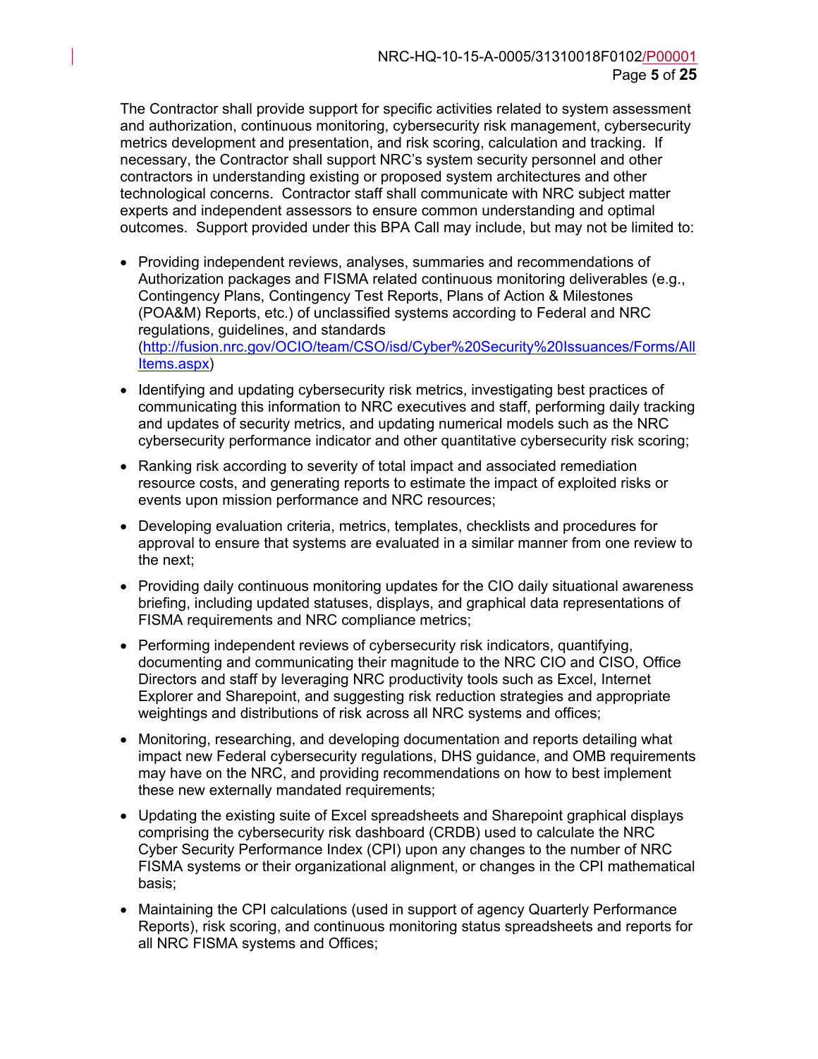The Contractor shall provide support for specific activities related to system assessment and authorization, continuous monitoring, cybersecurity risk management, cybersecurity metrics development and presentation, and risk scoring, calculation and tracking. If necessary, the Contractor shall support NRC's system security personnel and other contractors in understanding existing or proposed system architectures and other technological concerns. Contractor staff shall communicate with NRC subject matter experts and independent assessors to ensure common understanding and optimal outcomes. Support provided under this BPA Call may include, but may not be limited to:

- Providing independent reviews, analyses, summaries and recommendations of Authorization packages and FISMA related continuous monitoring deliverables (e.g., Contingency Plans, Contingency Test Reports, Plans of Action & Milestones (POA&M) Reports, etc.) of unclassified systems according to Federal and NRC regulations, guidelines, and standards (http://fusion.nrc.gov/OCIO/team/CSO/isd/Cyber%20Security%20Issuances/Forms/AllItems.aspx)
- Identifying and updating cybersecurity risk metrics, investigating best practices of communicating this information to NRC executives and staff, performing daily tracking and updates of security metrics, and updating numerical models such as the NRC cybersecurity performance indicator and other quantitative cybersecurity risk scoring;
- Ranking risk according to severity of total impact and associated remediation resource costs, and generating reports to estimate the impact of exploited risks or events upon mission performance and NRC resources;
- Developing evaluation criteria, metrics, templates, checklists and procedures for approval to ensure that systems are evaluated in a similar manner from one review to the next;
- Providing daily continuous monitoring updates for the CIO daily situational awareness briefing, including updated statuses, displays, and graphical data representations of FISMA requirements and NRC compliance metrics;
- Performing independent reviews of cybersecurity risk indicators, quantifying, documenting and communicating their magnitude to the NRC CIO and CISO, Office Directors and staff by leveraging NRC productivity tools such as Excel, Internet Explorer and Sharepoint, and suggesting risk reduction strategies and appropriate weightings and distributions of risk across all NRC systems and offices;
- Monitoring, researching, and developing documentation and reports detailing what impact new Federal cybersecurity regulations, DHS guidance, and OMB requirements may have on the NRC, and providing recommendations on how to best implement these new externally mandated requirements;
- Updating the existing suite of Excel spreadsheets and Sharepoint graphical displays comprising the cybersecurity risk dashboard (CRDB) used to calculate the NRC Cyber Security Performance Index (CPI) upon any changes to the number of NRC FISMA systems or their organizational alignment, or changes in the CPI mathematical basis;
- Maintaining the CPI calculations (used in support of agency Quarterly Performance Reports), risk scoring, and continuous monitoring status spreadsheets and reports for all NRC FISMA systems and Offices;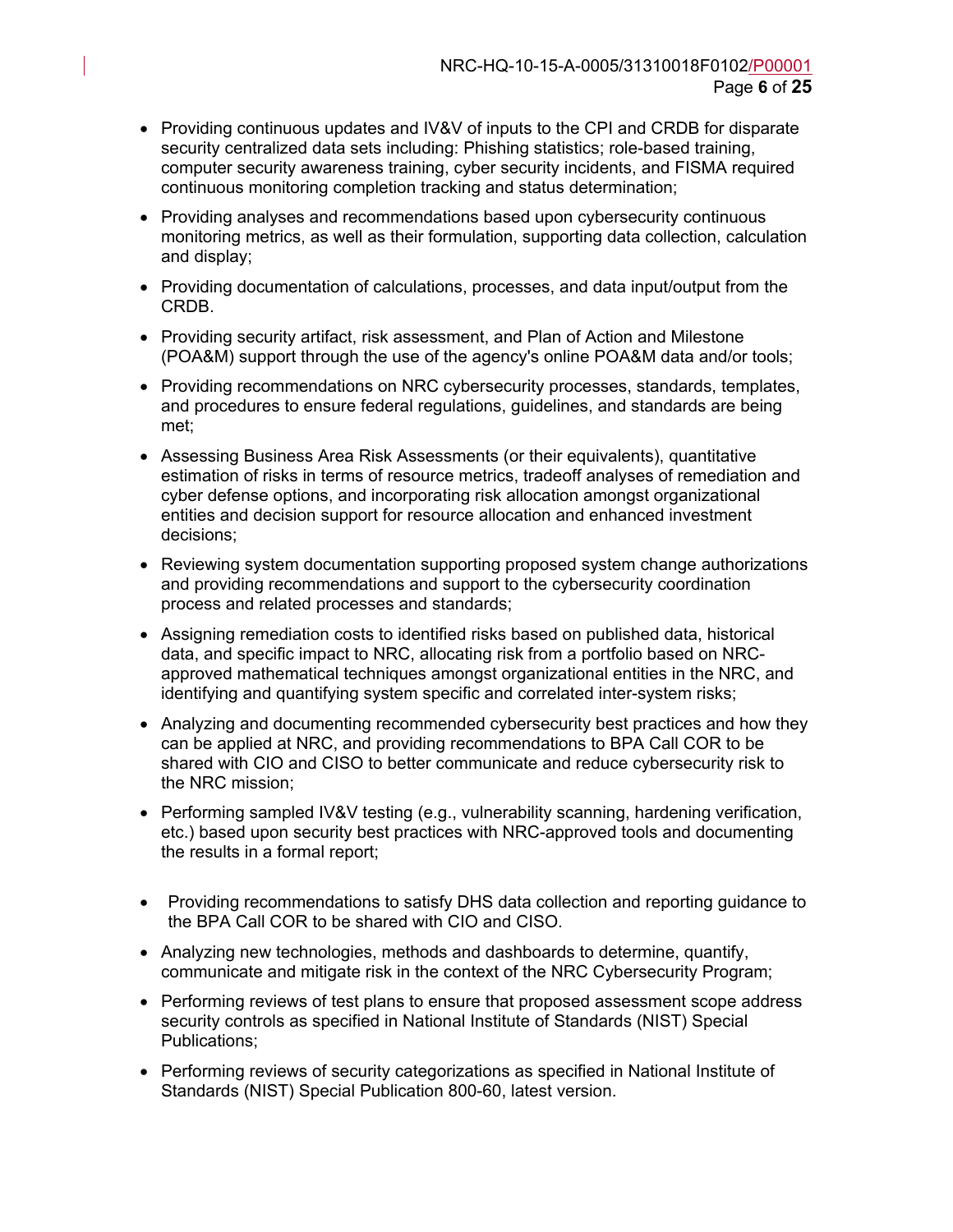- Providing continuous updates and IV&V of inputs to the CPI and CRDB for disparate security centralized data sets including: Phishing statistics; role-based training, computer security awareness training, cyber security incidents, and FISMA required continuous monitoring completion tracking and status determination;
- Providing analyses and recommendations based upon cybersecurity continuous monitoring metrics, as well as their formulation, supporting data collection, calculation and display;
- Providing documentation of calculations, processes, and data input/output from the CRDB.
- Providing security artifact, risk assessment, and Plan of Action and Milestone (POA&M) support through the use of the agency's online POA&M data and/or tools;
- Providing recommendations on NRC cybersecurity processes, standards, templates, and procedures to ensure federal regulations, guidelines, and standards are being met;
- Assessing Business Area Risk Assessments (or their equivalents), quantitative estimation of risks in terms of resource metrics, tradeoff analyses of remediation and cyber defense options, and incorporating risk allocation amongst organizational entities and decision support for resource allocation and enhanced investment decisions;
- Reviewing system documentation supporting proposed system change authorizations and providing recommendations and support to the cybersecurity coordination process and related processes and standards;
- Assigning remediation costs to identified risks based on published data, historical data, and specific impact to NRC, allocating risk from a portfolio based on NRC-approved mathematical techniques amongst organizational entities in the NRC, and identifying and quantifying system specific and correlated inter-system risks;
- Analyzing and documenting recommended cybersecurity best practices and how they can be applied at NRC, and providing recommendations to BPA Call COR to be shared with CIO and CISO to better communicate and reduce cybersecurity risk to the NRC mission;
- Performing sampled IV&V testing (e.g., vulnerability scanning, hardening verification, etc.) based upon security best practices with NRC-approved tools and documenting the results in a formal report;
- Providing recommendations to satisfy DHS data collection and reporting guidance to the BPA Call COR to be shared with CIO and CISO.
- Analyzing new technologies, methods and dashboards to determine, quantify, communicate and mitigate risk in the context of the NRC Cybersecurity Program;
- Performing reviews of test plans to ensure that proposed assessment scope address security controls as specified in National Institute of Standards (NIST) Special Publications;
- Performing reviews of security categorizations as specified in National Institute of Standards (NIST) Special Publication 800-60, latest version.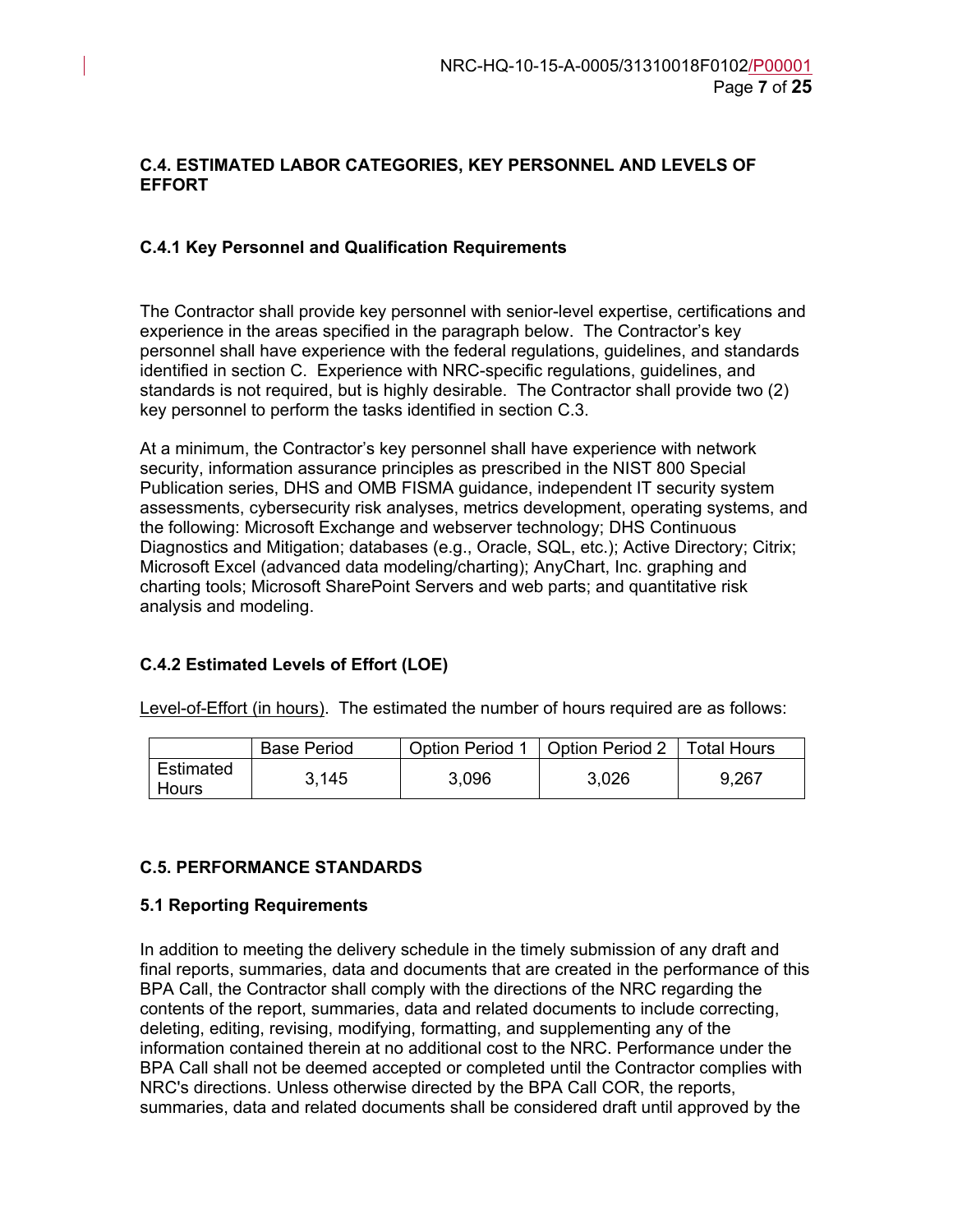### C.4. ESTIMATED LABOR CATEGORIES, KEY PERSONNEL AND LEVELS OF EFFORT

#### C.4.1 Key Personnel and Qualification Requirements

The Contractor shall provide key personnel with senior-level expertise, certifications and experience in the areas specified in the paragraph below. The Contractor's key personnel shall have experience with the federal regulations, guidelines, and standards identified in section C. Experience with NRC-specific regulations, guidelines, and standards is not required, but is highly desirable. The Contractor shall provide two (2) key personnel to perform the tasks identified in section C.3.

At a minimum, the Contractor's key personnel shall have experience with network security, information assurance principles as prescribed in the NIST 800 Special Publication series, DHS and OMB FISMA guidance, independent IT security system assessments, cybersecurity risk analyses, metrics development, operating systems, and the following: Microsoft Exchange and webserver technology; DHS Continuous Diagnostics and Mitigation; databases (e.g., Oracle, SQL, etc.); Active Directory; Citrix; Microsoft Excel (advanced data modeling/charting); AnyChart, Inc. graphing and charting tools; Microsoft SharePoint Servers and web parts; and quantitative risk analysis and modeling.

#### C.4.2 Estimated Levels of Effort (LOE)

Level-of-Effort (in hours). The estimated the number of hours required are as follows:

| | Base Period | Option Period 1 | Option Period 2 | Total Hours |
|---|---|---|---|---|
| Estimated Hours | 3,145 | 3,096 | 3,026 | 9,267 |

### C.5. PERFORMANCE STANDARDS

#### 5.1 Reporting Requirements

In addition to meeting the delivery schedule in the timely submission of any draft and final reports, summaries, data and documents that are created in the performance of this BPA Call, the Contractor shall comply with the directions of the NRC regarding the contents of the report, summaries, data and related documents to include correcting, deleting, editing, revising, modifying, formatting, and supplementing any of the information contained therein at no additional cost to the NRC. Performance under the BPA Call shall not be deemed accepted or completed until the Contractor complies with NRC's directions. Unless otherwise directed by the BPA Call COR, the reports, summaries, data and related documents shall be considered draft until approved by the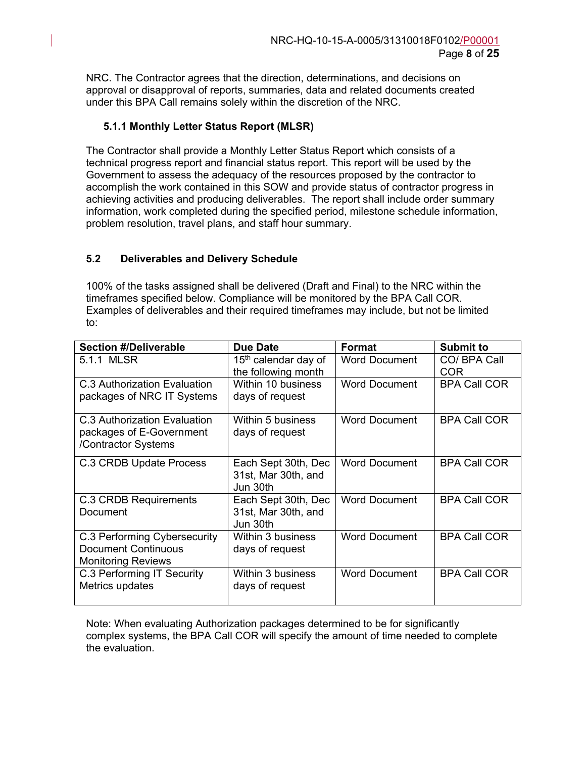NRC. The Contractor agrees that the direction, determinations, and decisions on approval or disapproval of reports, summaries, data and related documents created under this BPA Call remains solely within the discretion of the NRC.

### 5.1.1 Monthly Letter Status Report (MLSR)

The Contractor shall provide a Monthly Letter Status Report which consists of a technical progress report and financial status report. This report will be used by the Government to assess the adequacy of the resources proposed by the contractor to accomplish the work contained in this SOW and provide status of contractor progress in achieving activities and producing deliverables. The report shall include order summary information, work completed during the specified period, milestone schedule information, problem resolution, travel plans, and staff hour summary.

## 5.2 Deliverables and Delivery Schedule

100% of the tasks assigned shall be delivered (Draft and Final) to the NRC within the timeframes specified below. Compliance will be monitored by the BPA Call COR. Examples of deliverables and their required timeframes may include, but not be limited to:

| Section #/Deliverable | Due Date | Format | Submit to |
|---|---|---|---|
| 5.1.1 MLSR | 15th calendar day of the following month | Word Document | CO/ BPA Call COR |
| C.3 Authorization Evaluation packages of NRC IT Systems | Within 10 business days of request | Word Document | BPA Call COR |
| C.3 Authorization Evaluation packages of E-Government /Contractor Systems | Within 5 business days of request | Word Document | BPA Call COR |
| C.3 CRDB Update Process | Each Sept 30th, Dec 31st, Mar 30th, and Jun 30th | Word Document | BPA Call COR |
| C.3 CRDB Requirements Document | Each Sept 30th, Dec 31st, Mar 30th, and Jun 30th | Word Document | BPA Call COR |
| C.3 Performing Cybersecurity Document Continuous Monitoring Reviews | Within 3 business days of request | Word Document | BPA Call COR |
| C.3 Performing IT Security Metrics updates | Within 3 business days of request | Word Document | BPA Call COR |

Note: When evaluating Authorization packages determined to be for significantly complex systems, the BPA Call COR will specify the amount of time needed to complete the evaluation.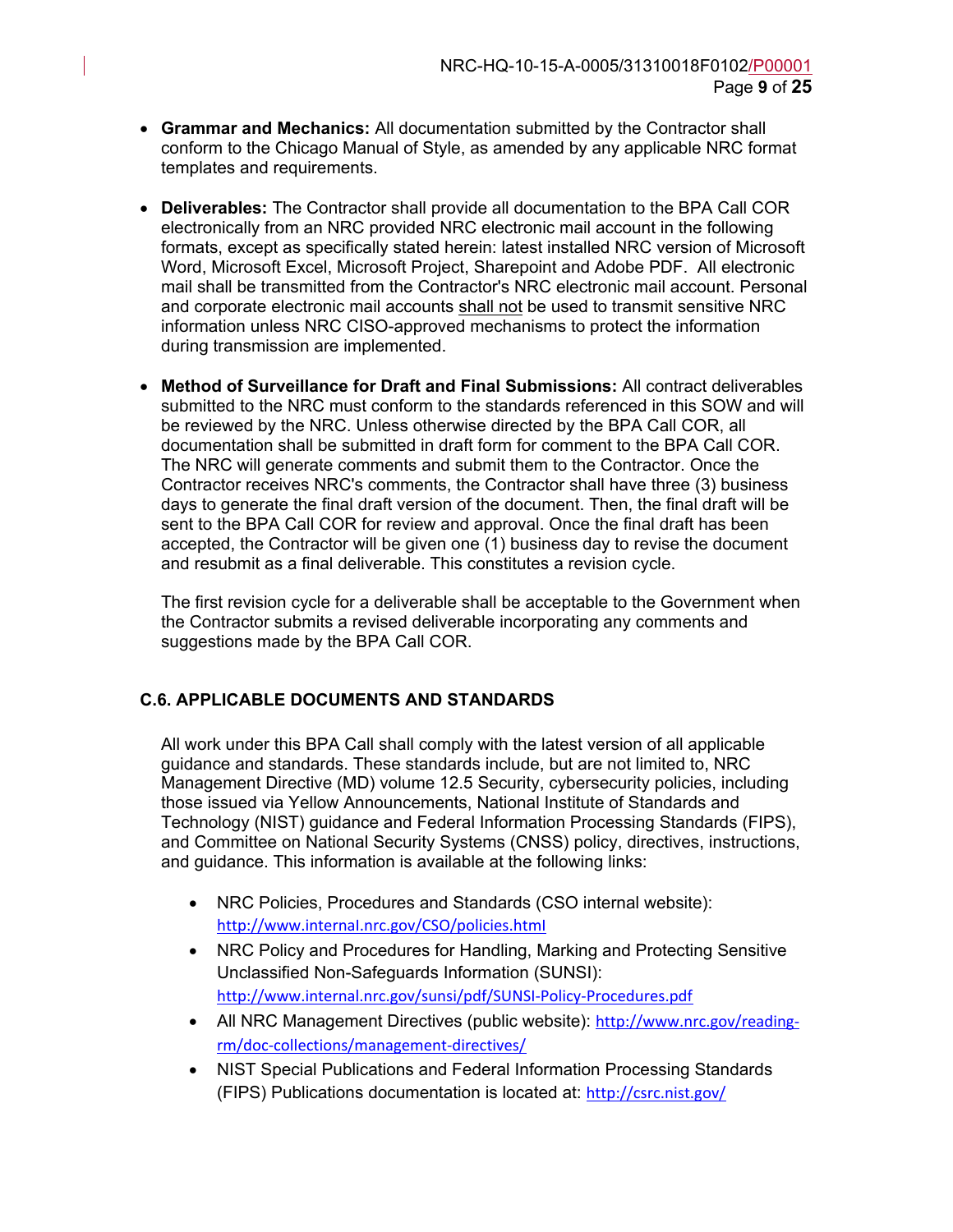- **Grammar and Mechanics:** All documentation submitted by the Contractor shall conform to the Chicago Manual of Style, as amended by any applicable NRC format templates and requirements.

- **Deliverables:** The Contractor shall provide all documentation to the BPA Call COR electronically from an NRC provided NRC electronic mail account in the following formats, except as specifically stated herein: latest installed NRC version of Microsoft Word, Microsoft Excel, Microsoft Project, Sharepoint and Adobe PDF. All electronic mail shall be transmitted from the Contractor's NRC electronic mail account. Personal and corporate electronic mail accounts <u>shall not</u> be used to transmit sensitive NRC information unless NRC CISO-approved mechanisms to protect the information during transmission are implemented.

- **Method of Surveillance for Draft and Final Submissions:** All contract deliverables submitted to the NRC must conform to the standards referenced in this SOW and will be reviewed by the NRC. Unless otherwise directed by the BPA Call COR, all documentation shall be submitted in draft form for comment to the BPA Call COR. The NRC will generate comments and submit them to the Contractor. Once the Contractor receives NRC's comments, the Contractor shall have three (3) business days to generate the final draft version of the document. Then, the final draft will be sent to the BPA Call COR for review and approval. Once the final draft has been accepted, the Contractor will be given one (1) business day to revise the document and resubmit as a final deliverable. This constitutes a revision cycle.

  The first revision cycle for a deliverable shall be acceptable to the Government when the Contractor submits a revised deliverable incorporating any comments and suggestions made by the BPA Call COR.

## C.6. APPLICABLE DOCUMENTS AND STANDARDS

All work under this BPA Call shall comply with the latest version of all applicable guidance and standards. These standards include, but are not limited to, NRC Management Directive (MD) volume 12.5 Security, cybersecurity policies, including those issued via Yellow Announcements, National Institute of Standards and Technology (NIST) guidance and Federal Information Processing Standards (FIPS), and Committee on National Security Systems (CNSS) policy, directives, instructions, and guidance. This information is available at the following links:

- NRC Policies, Procedures and Standards (CSO internal website): http://www.internal.nrc.gov/CSO/policies.html
- NRC Policy and Procedures for Handling, Marking and Protecting Sensitive Unclassified Non-Safeguards Information (SUNSI): http://www.internal.nrc.gov/sunsi/pdf/SUNSI-Policy-Procedures.pdf
- All NRC Management Directives (public website): http://www.nrc.gov/reading-rm/doc-collections/management-directives/
- NIST Special Publications and Federal Information Processing Standards (FIPS) Publications documentation is located at: http://csrc.nist.gov/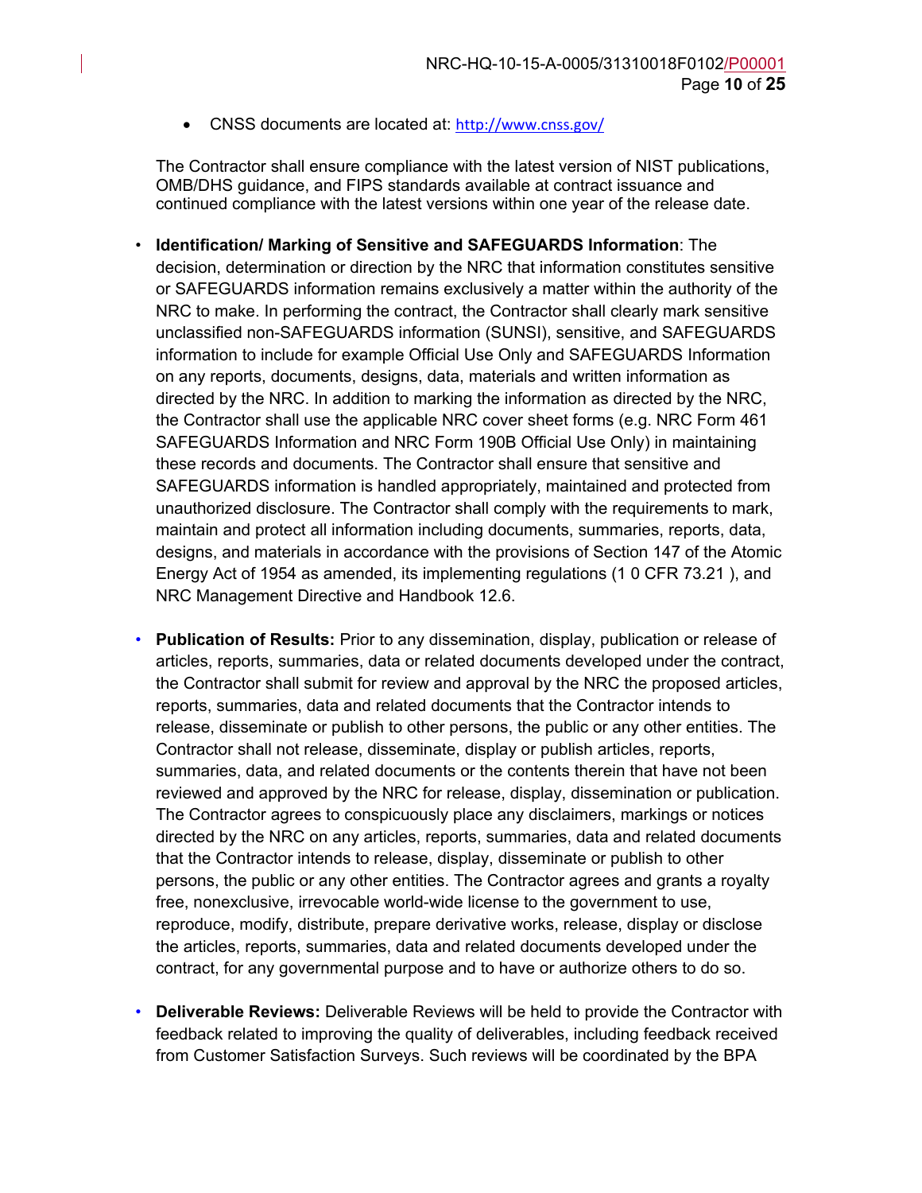- CNSS documents are located at: http://www.cnss.gov/

The Contractor shall ensure compliance with the latest version of NIST publications, OMB/DHS guidance, and FIPS standards available at contract issuance and continued compliance with the latest versions within one year of the release date.

- **Identification/ Marking of Sensitive and SAFEGUARDS Information**: The decision, determination or direction by the NRC that information constitutes sensitive or SAFEGUARDS information remains exclusively a matter within the authority of the NRC to make. In performing the contract, the Contractor shall clearly mark sensitive unclassified non-SAFEGUARDS information (SUNSI), sensitive, and SAFEGUARDS information to include for example Official Use Only and SAFEGUARDS Information on any reports, documents, designs, data, materials and written information as directed by the NRC. In addition to marking the information as directed by the NRC, the Contractor shall use the applicable NRC cover sheet forms (e.g. NRC Form 461 SAFEGUARDS Information and NRC Form 190B Official Use Only) in maintaining these records and documents. The Contractor shall ensure that sensitive and SAFEGUARDS information is handled appropriately, maintained and protected from unauthorized disclosure. The Contractor shall comply with the requirements to mark, maintain and protect all information including documents, summaries, reports, data, designs, and materials in accordance with the provisions of Section 147 of the Atomic Energy Act of 1954 as amended, its implementing regulations (1 0 CFR 73.21 ), and NRC Management Directive and Handbook 12.6.

- **Publication of Results:** Prior to any dissemination, display, publication or release of articles, reports, summaries, data or related documents developed under the contract, the Contractor shall submit for review and approval by the NRC the proposed articles, reports, summaries, data and related documents that the Contractor intends to release, disseminate or publish to other persons, the public or any other entities. The Contractor shall not release, disseminate, display or publish articles, reports, summaries, data, and related documents or the contents therein that have not been reviewed and approved by the NRC for release, display, dissemination or publication. The Contractor agrees to conspicuously place any disclaimers, markings or notices directed by the NRC on any articles, reports, summaries, data and related documents that the Contractor intends to release, display, disseminate or publish to other persons, the public or any other entities. The Contractor agrees and grants a royalty free, nonexclusive, irrevocable world-wide license to the government to use, reproduce, modify, distribute, prepare derivative works, release, display or disclose the articles, reports, summaries, data and related documents developed under the contract, for any governmental purpose and to have or authorize others to do so.

- **Deliverable Reviews:** Deliverable Reviews will be held to provide the Contractor with feedback related to improving the quality of deliverables, including feedback received from Customer Satisfaction Surveys. Such reviews will be coordinated by the BPA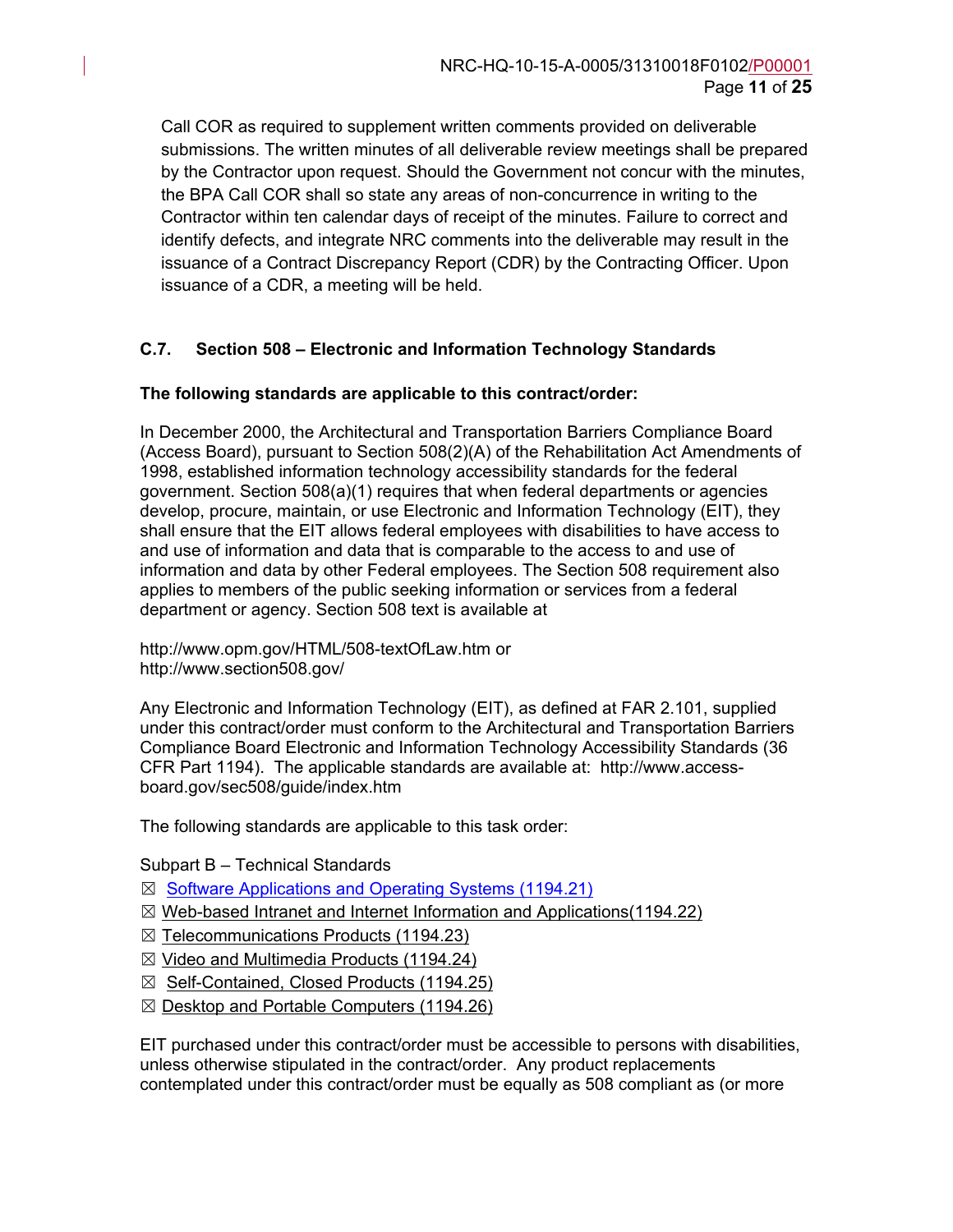Call COR as required to supplement written comments provided on deliverable submissions. The written minutes of all deliverable review meetings shall be prepared by the Contractor upon request. Should the Government not concur with the minutes, the BPA Call COR shall so state any areas of non-concurrence in writing to the Contractor within ten calendar days of receipt of the minutes. Failure to correct and identify defects, and integrate NRC comments into the deliverable may result in the issuance of a Contract Discrepancy Report (CDR) by the Contracting Officer. Upon issuance of a CDR, a meeting will be held.

## C.7. Section 508 – Electronic and Information Technology Standards

**The following standards are applicable to this contract/order:**

In December 2000, the Architectural and Transportation Barriers Compliance Board (Access Board), pursuant to Section 508(2)(A) of the Rehabilitation Act Amendments of 1998, established information technology accessibility standards for the federal government. Section 508(a)(1) requires that when federal departments or agencies develop, procure, maintain, or use Electronic and Information Technology (EIT), they shall ensure that the EIT allows federal employees with disabilities to have access to and use of information and data that is comparable to the access to and use of information and data by other Federal employees. The Section 508 requirement also applies to members of the public seeking information or services from a federal department or agency. Section 508 text is available at

http://www.opm.gov/HTML/508-textOfLaw.htm or
http://www.section508.gov/

Any Electronic and Information Technology (EIT), as defined at FAR 2.101, supplied under this contract/order must conform to the Architectural and Transportation Barriers Compliance Board Electronic and Information Technology Accessibility Standards (36 CFR Part 1194). The applicable standards are available at: http://www.access-board.gov/sec508/guide/index.htm

The following standards are applicable to this task order:

Subpart B – Technical Standards

- ☒ Software Applications and Operating Systems (1194.21)
- ☒ Web-based Intranet and Internet Information and Applications(1194.22)
- ☒ Telecommunications Products (1194.23)
- ☒ Video and Multimedia Products (1194.24)
- ☒ Self-Contained, Closed Products (1194.25)
- ☒ Desktop and Portable Computers (1194.26)

EIT purchased under this contract/order must be accessible to persons with disabilities, unless otherwise stipulated in the contract/order. Any product replacements contemplated under this contract/order must be equally as 508 compliant as (or more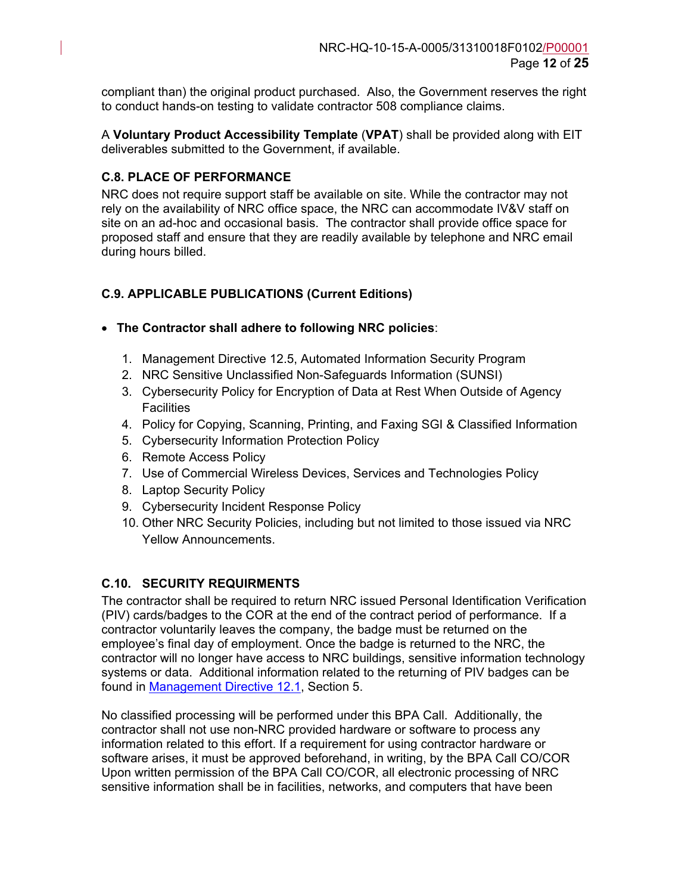compliant than) the original product purchased. Also, the Government reserves the right to conduct hands-on testing to validate contractor 508 compliance claims.

A **Voluntary Product Accessibility Template** (**VPAT**) shall be provided along with EIT deliverables submitted to the Government, if available.

### C.8. PLACE OF PERFORMANCE

NRC does not require support staff be available on site. While the contractor may not rely on the availability of NRC office space, the NRC can accommodate IV&V staff on site on an ad-hoc and occasional basis. The contractor shall provide office space for proposed staff and ensure that they are readily available by telephone and NRC email during hours billed.

### C.9. APPLICABLE PUBLICATIONS (Current Editions)

- **The Contractor shall adhere to following NRC policies**:

  1. Management Directive 12.5, Automated Information Security Program
  2. NRC Sensitive Unclassified Non-Safeguards Information (SUNSI)
  3. Cybersecurity Policy for Encryption of Data at Rest When Outside of Agency Facilities
  4. Policy for Copying, Scanning, Printing, and Faxing SGI & Classified Information
  5. Cybersecurity Information Protection Policy
  6. Remote Access Policy
  7. Use of Commercial Wireless Devices, Services and Technologies Policy
  8. Laptop Security Policy
  9. Cybersecurity Incident Response Policy
  10. Other NRC Security Policies, including but not limited to those issued via NRC Yellow Announcements.

### C.10. SECURITY REQUIRMENTS

The contractor shall be required to return NRC issued Personal Identification Verification (PIV) cards/badges to the COR at the end of the contract period of performance. If a contractor voluntarily leaves the company, the badge must be returned on the employee's final day of employment. Once the badge is returned to the NRC, the contractor will no longer have access to NRC buildings, sensitive information technology systems or data. Additional information related to the returning of PIV badges can be found in Management Directive 12.1, Section 5.

No classified processing will be performed under this BPA Call. Additionally, the contractor shall not use non-NRC provided hardware or software to process any information related to this effort. If a requirement for using contractor hardware or software arises, it must be approved beforehand, in writing, by the BPA Call CO/COR Upon written permission of the BPA Call CO/COR, all electronic processing of NRC sensitive information shall be in facilities, networks, and computers that have been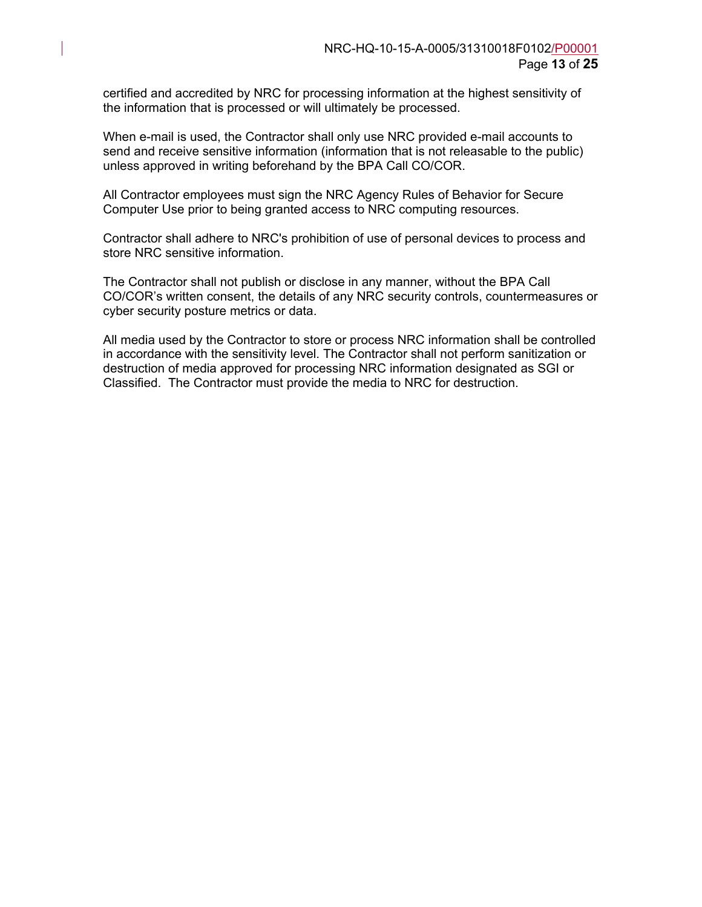certified and accredited by NRC for processing information at the highest sensitivity of the information that is processed or will ultimately be processed.

When e-mail is used, the Contractor shall only use NRC provided e-mail accounts to send and receive sensitive information (information that is not releasable to the public) unless approved in writing beforehand by the BPA Call CO/COR.

All Contractor employees must sign the NRC Agency Rules of Behavior for Secure Computer Use prior to being granted access to NRC computing resources.

Contractor shall adhere to NRC's prohibition of use of personal devices to process and store NRC sensitive information.

The Contractor shall not publish or disclose in any manner, without the BPA Call CO/COR's written consent, the details of any NRC security controls, countermeasures or cyber security posture metrics or data.

All media used by the Contractor to store or process NRC information shall be controlled in accordance with the sensitivity level. The Contractor shall not perform sanitization or destruction of media approved for processing NRC information designated as SGI or Classified. The Contractor must provide the media to NRC for destruction.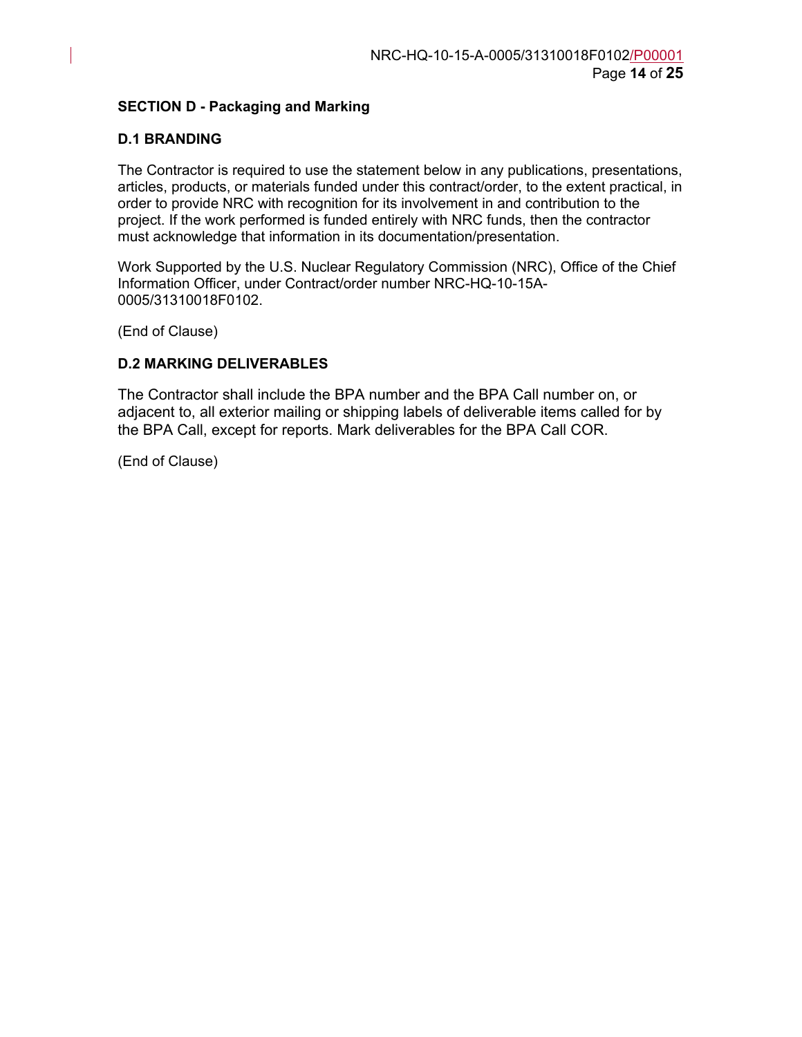## SECTION D - Packaging and Marking

### D.1 BRANDING

The Contractor is required to use the statement below in any publications, presentations, articles, products, or materials funded under this contract/order, to the extent practical, in order to provide NRC with recognition for its involvement in and contribution to the project. If the work performed is funded entirely with NRC funds, then the contractor must acknowledge that information in its documentation/presentation.

Work Supported by the U.S. Nuclear Regulatory Commission (NRC), Office of the Chief Information Officer, under Contract/order number NRC-HQ-10-15A-0005/31310018F0102.

(End of Clause)

### D.2 MARKING DELIVERABLES

The Contractor shall include the BPA number and the BPA Call number on, or adjacent to, all exterior mailing or shipping labels of deliverable items called for by the BPA Call, except for reports. Mark deliverables for the BPA Call COR.

(End of Clause)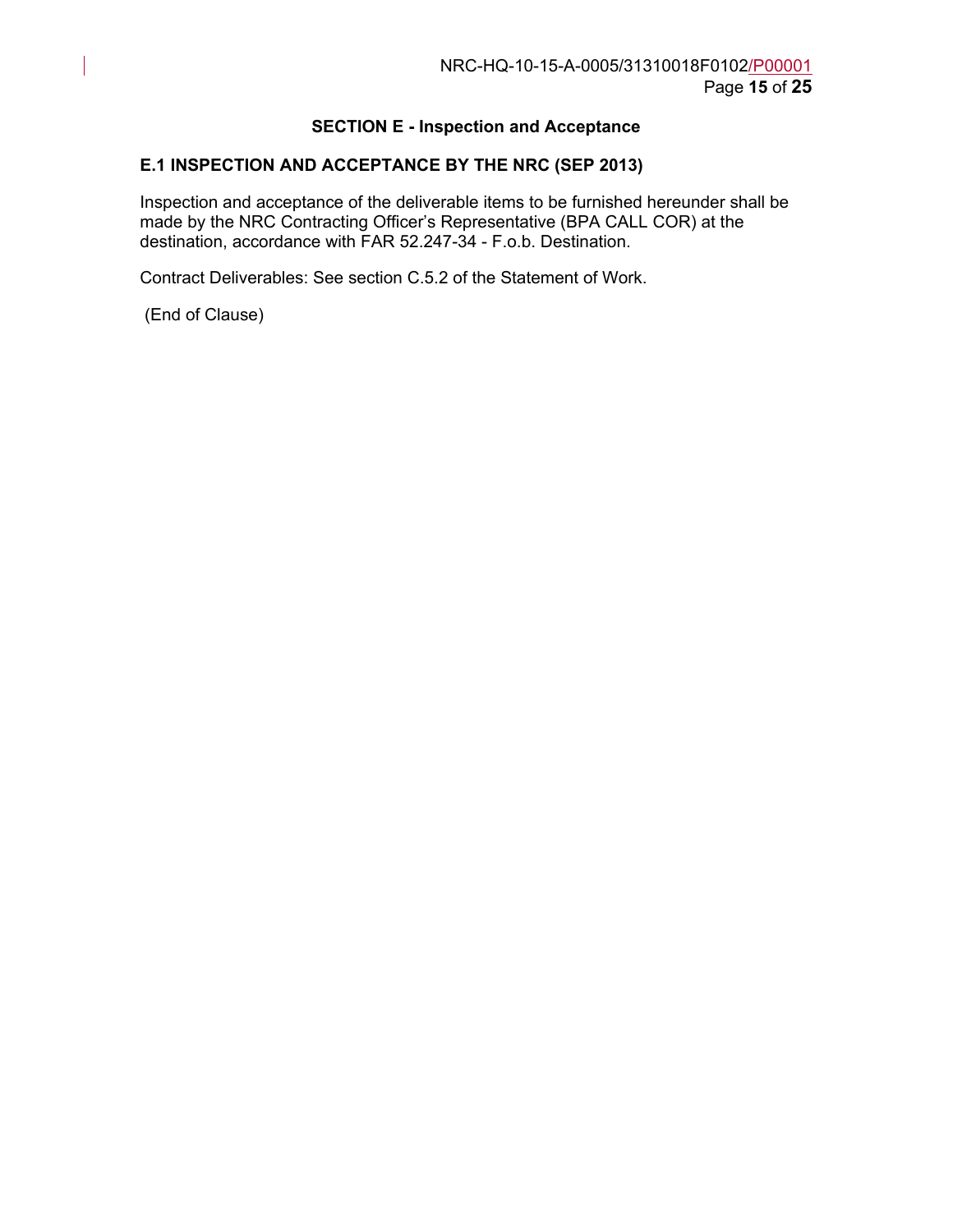## SECTION E - Inspection and Acceptance

### E.1 INSPECTION AND ACCEPTANCE BY THE NRC (SEP 2013)

Inspection and acceptance of the deliverable items to be furnished hereunder shall be made by the NRC Contracting Officer's Representative (BPA CALL COR) at the destination, accordance with FAR 52.247-34 - F.o.b. Destination.

Contract Deliverables: See section C.5.2 of the Statement of Work.

(End of Clause)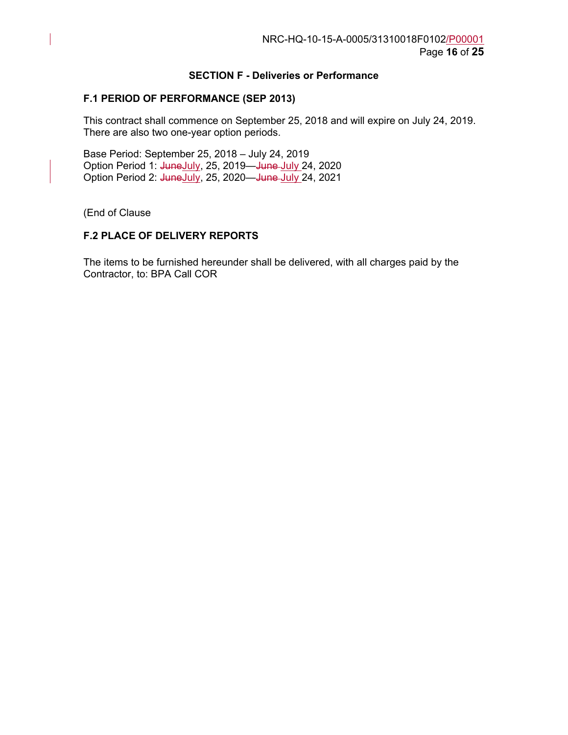## SECTION F - Deliveries or Performance

### F.1 PERIOD OF PERFORMANCE (SEP 2013)

This contract shall commence on September 25, 2018 and will expire on July 24, 2019. There are also two one-year option periods.

Base Period: September 25, 2018 – July 24, 2019
Option Period 1: ~~June~~July, 25, 2019—~~June~~ July 24, 2020
Option Period 2: ~~June~~July, 25, 2020—~~June~~ July 24, 2021

(End of Clause

### F.2 PLACE OF DELIVERY REPORTS

The items to be furnished hereunder shall be delivered, with all charges paid by the Contractor, to: BPA Call COR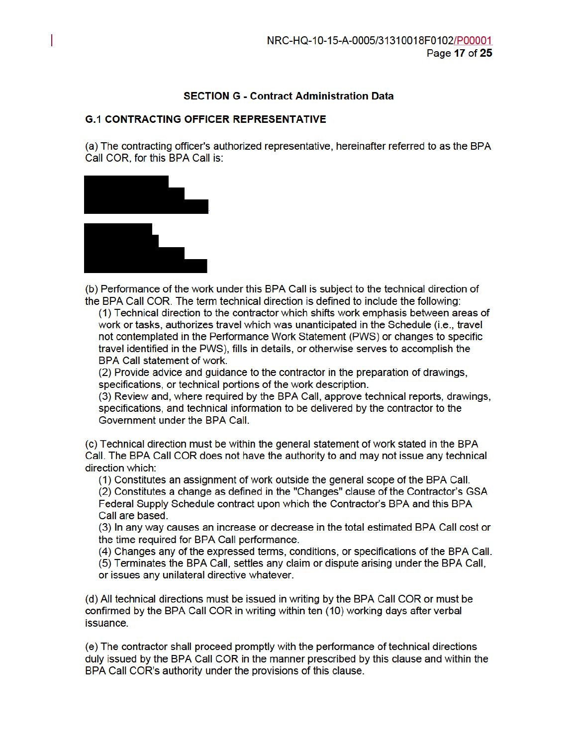## SECTION G - Contract Administration Data

### G.1 CONTRACTING OFFICER REPRESENTATIVE

(a) The contracting officer's authorized representative, hereinafter referred to as the BPA Call COR, for this BPA Call is:

(b) Performance of the work under this BPA Call is subject to the technical direction of the BPA Call COR. The term technical direction is defined to include the following:

(1) Technical direction to the contractor which shifts work emphasis between areas of work or tasks, authorizes travel which was unanticipated in the Schedule (i.e., travel not contemplated in the Performance Work Statement (PWS) or changes to specific travel identified in the PWS), fills in details, or otherwise serves to accomplish the BPA Call statement of work.

(2) Provide advice and guidance to the contractor in the preparation of drawings, specifications, or technical portions of the work description.

(3) Review and, where required by the BPA Call, approve technical reports, drawings, specifications, and technical information to be delivered by the contractor to the Government under the BPA Call.

(c) Technical direction must be within the general statement of work stated in the BPA Call. The BPA Call COR does not have the authority to and may not issue any technical direction which:

(1) Constitutes an assignment of work outside the general scope of the BPA Call.

(2) Constitutes a change as defined in the "Changes" clause of the Contractor's GSA Federal Supply Schedule contract upon which the Contractor's BPA and this BPA Call are based.

(3) In any way causes an increase or decrease in the total estimated BPA Call cost or the time required for BPA Call performance.

(4) Changes any of the expressed terms, conditions, or specifications of the BPA Call.

(5) Terminates the BPA Call, settles any claim or dispute arising under the BPA Call, or issues any unilateral directive whatever.

(d) All technical directions must be issued in writing by the BPA Call COR or must be confirmed by the BPA Call COR in writing within ten (10) working days after verbal issuance.

(e) The contractor shall proceed promptly with the performance of technical directions duly issued by the BPA Call COR in the manner prescribed by this clause and within the BPA Call COR's authority under the provisions of this clause.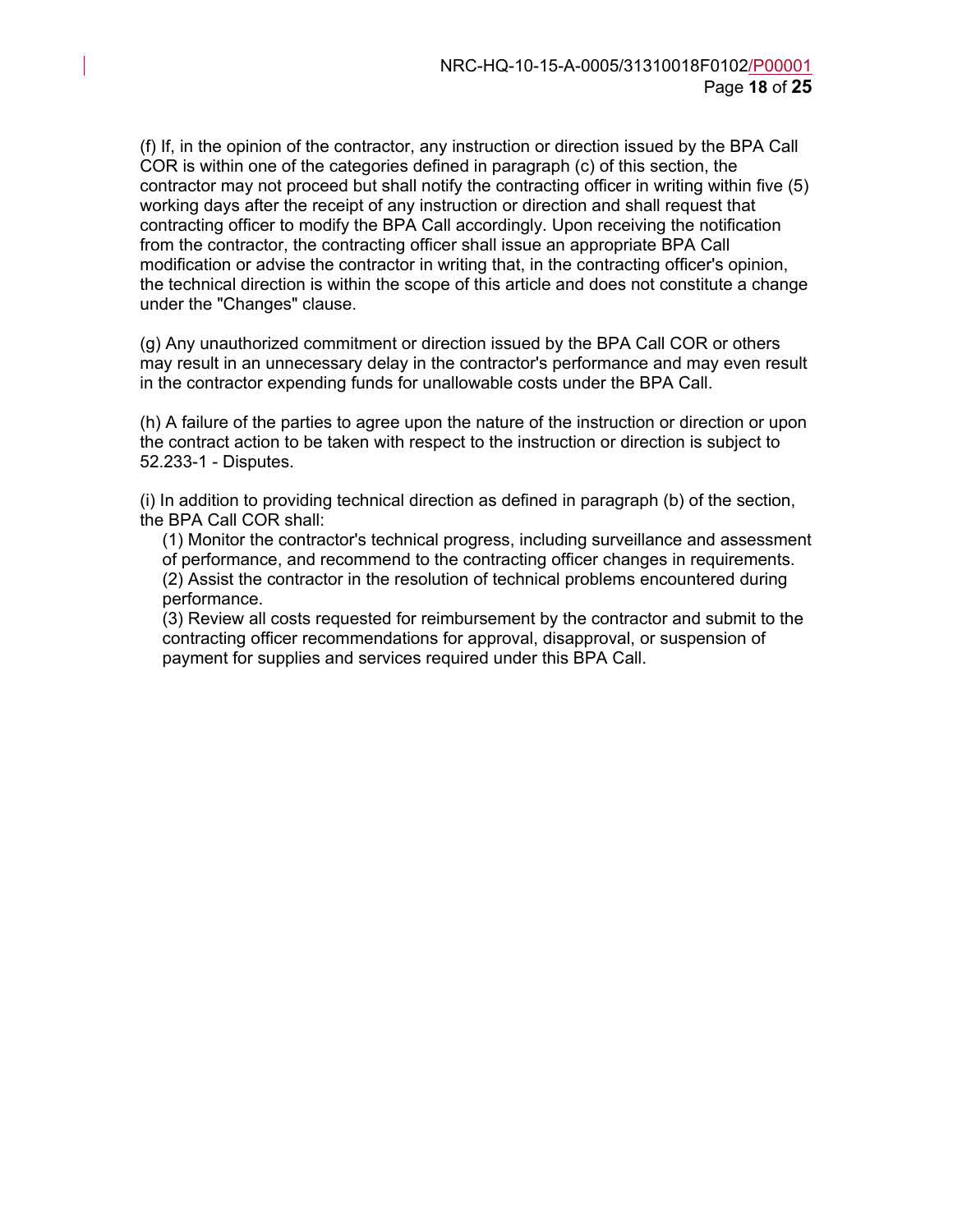(f) If, in the opinion of the contractor, any instruction or direction issued by the BPA Call COR is within one of the categories defined in paragraph (c) of this section, the contractor may not proceed but shall notify the contracting officer in writing within five (5) working days after the receipt of any instruction or direction and shall request that contracting officer to modify the BPA Call accordingly. Upon receiving the notification from the contractor, the contracting officer shall issue an appropriate BPA Call modification or advise the contractor in writing that, in the contracting officer's opinion, the technical direction is within the scope of this article and does not constitute a change under the "Changes" clause.

(g) Any unauthorized commitment or direction issued by the BPA Call COR or others may result in an unnecessary delay in the contractor's performance and may even result in the contractor expending funds for unallowable costs under the BPA Call.

(h) A failure of the parties to agree upon the nature of the instruction or direction or upon the contract action to be taken with respect to the instruction or direction is subject to 52.233-1 - Disputes.

(i) In addition to providing technical direction as defined in paragraph (b) of the section, the BPA Call COR shall:

(1) Monitor the contractor's technical progress, including surveillance and assessment of performance, and recommend to the contracting officer changes in requirements.
(2) Assist the contractor in the resolution of technical problems encountered during performance.
(3) Review all costs requested for reimbursement by the contractor and submit to the contracting officer recommendations for approval, disapproval, or suspension of payment for supplies and services required under this BPA Call.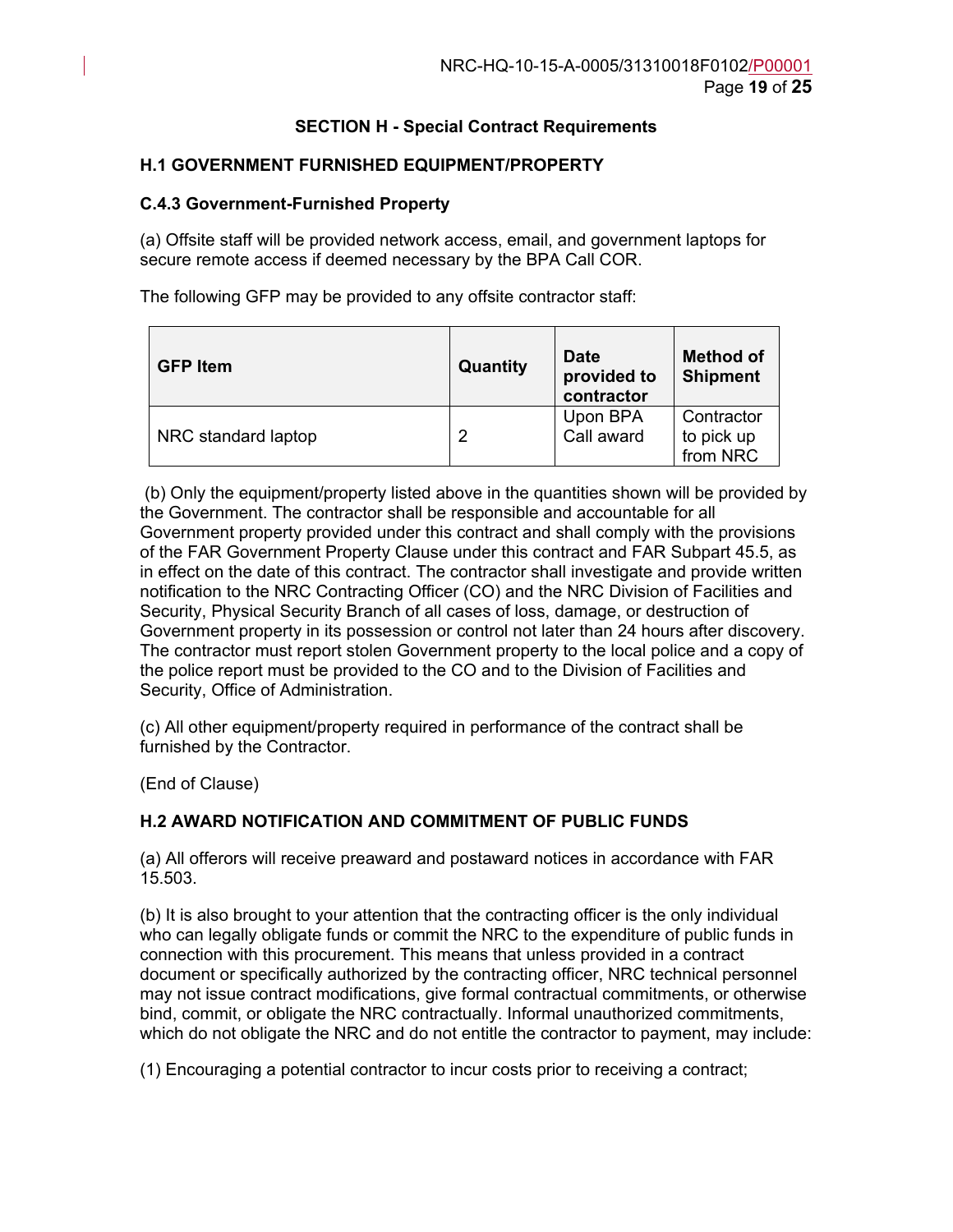## SECTION H - Special Contract Requirements

### H.1 GOVERNMENT FURNISHED EQUIPMENT/PROPERTY

### C.4.3 Government-Furnished Property

(a) Offsite staff will be provided network access, email, and government laptops for secure remote access if deemed necessary by the BPA Call COR.

The following GFP may be provided to any offsite contractor staff:

| GFP Item | Quantity | Date provided to contractor | Method of Shipment |
|---|---|---|---|
| NRC standard laptop | 2 | Upon BPA Call award | Contractor to pick up from NRC |

(b) Only the equipment/property listed above in the quantities shown will be provided by the Government. The contractor shall be responsible and accountable for all Government property provided under this contract and shall comply with the provisions of the FAR Government Property Clause under this contract and FAR Subpart 45.5, as in effect on the date of this contract. The contractor shall investigate and provide written notification to the NRC Contracting Officer (CO) and the NRC Division of Facilities and Security, Physical Security Branch of all cases of loss, damage, or destruction of Government property in its possession or control not later than 24 hours after discovery. The contractor must report stolen Government property to the local police and a copy of the police report must be provided to the CO and to the Division of Facilities and Security, Office of Administration.

(c) All other equipment/property required in performance of the contract shall be furnished by the Contractor.

(End of Clause)

### H.2 AWARD NOTIFICATION AND COMMITMENT OF PUBLIC FUNDS

(a) All offerors will receive preaward and postaward notices in accordance with FAR 15.503.

(b) It is also brought to your attention that the contracting officer is the only individual who can legally obligate funds or commit the NRC to the expenditure of public funds in connection with this procurement. This means that unless provided in a contract document or specifically authorized by the contracting officer, NRC technical personnel may not issue contract modifications, give formal contractual commitments, or otherwise bind, commit, or obligate the NRC contractually. Informal unauthorized commitments, which do not obligate the NRC and do not entitle the contractor to payment, may include:

(1) Encouraging a potential contractor to incur costs prior to receiving a contract;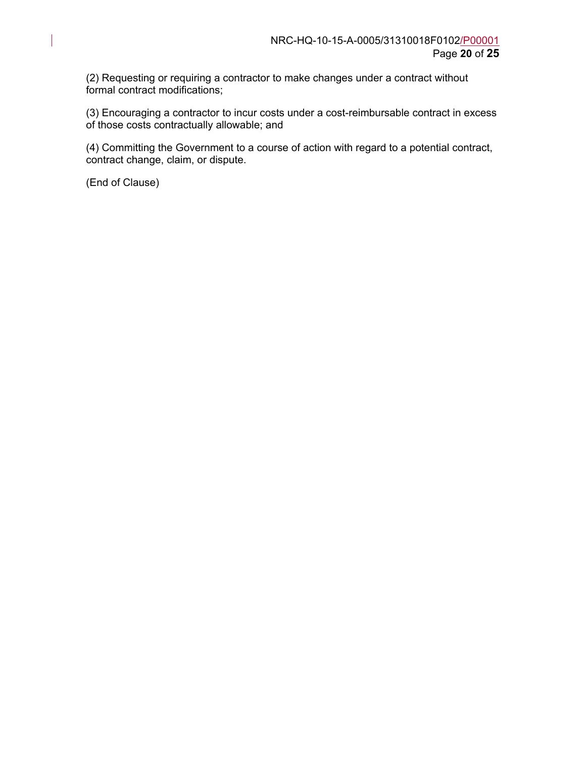(2) Requesting or requiring a contractor to make changes under a contract without formal contract modifications;

(3) Encouraging a contractor to incur costs under a cost-reimbursable contract in excess of those costs contractually allowable; and

(4) Committing the Government to a course of action with regard to a potential contract, contract change, claim, or dispute.

(End of Clause)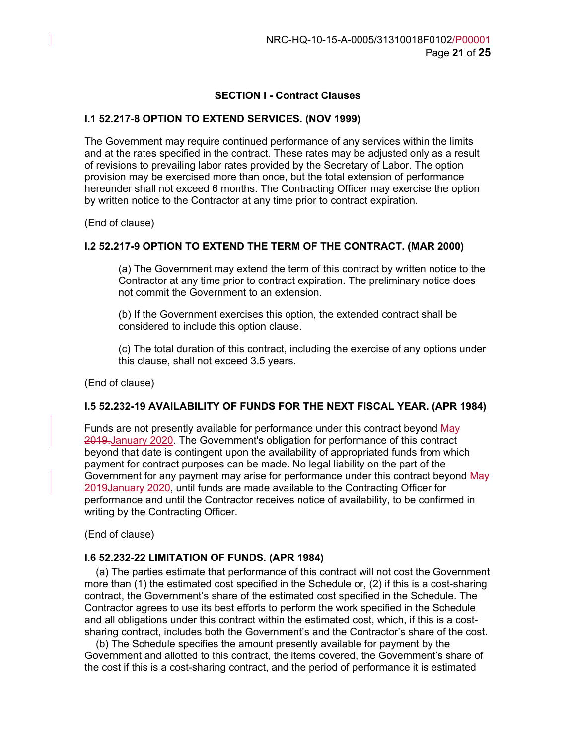## SECTION I - Contract Clauses

### I.1 52.217-8 OPTION TO EXTEND SERVICES. (NOV 1999)

The Government may require continued performance of any services within the limits and at the rates specified in the contract. These rates may be adjusted only as a result of revisions to prevailing labor rates provided by the Secretary of Labor. The option provision may be exercised more than once, but the total extension of performance hereunder shall not exceed 6 months. The Contracting Officer may exercise the option by written notice to the Contractor at any time prior to contract expiration.

(End of clause)

### I.2 52.217-9 OPTION TO EXTEND THE TERM OF THE CONTRACT. (MAR 2000)

(a) The Government may extend the term of this contract by written notice to the Contractor at any time prior to contract expiration. The preliminary notice does not commit the Government to an extension.

(b) If the Government exercises this option, the extended contract shall be considered to include this option clause.

(c) The total duration of this contract, including the exercise of any options under this clause, shall not exceed 3.5 years.

(End of clause)

### I.5 52.232-19 AVAILABILITY OF FUNDS FOR THE NEXT FISCAL YEAR. (APR 1984)

Funds are not presently available for performance under this contract beyond ~~May 2019.~~January 2020. The Government's obligation for performance of this contract beyond that date is contingent upon the availability of appropriated funds from which payment for contract purposes can be made. No legal liability on the part of the Government for any payment may arise for performance under this contract beyond ~~May 2019~~January 2020, until funds are made available to the Contracting Officer for performance and until the Contractor receives notice of availability, to be confirmed in writing by the Contracting Officer.

(End of clause)

### I.6 52.232-22 LIMITATION OF FUNDS. (APR 1984)

(a) The parties estimate that performance of this contract will not cost the Government more than (1) the estimated cost specified in the Schedule or, (2) if this is a cost-sharing contract, the Government's share of the estimated cost specified in the Schedule. The Contractor agrees to use its best efforts to perform the work specified in the Schedule and all obligations under this contract within the estimated cost, which, if this is a cost-sharing contract, includes both the Government's and the Contractor's share of the cost.

(b) The Schedule specifies the amount presently available for payment by the Government and allotted to this contract, the items covered, the Government's share of the cost if this is a cost-sharing contract, and the period of performance it is estimated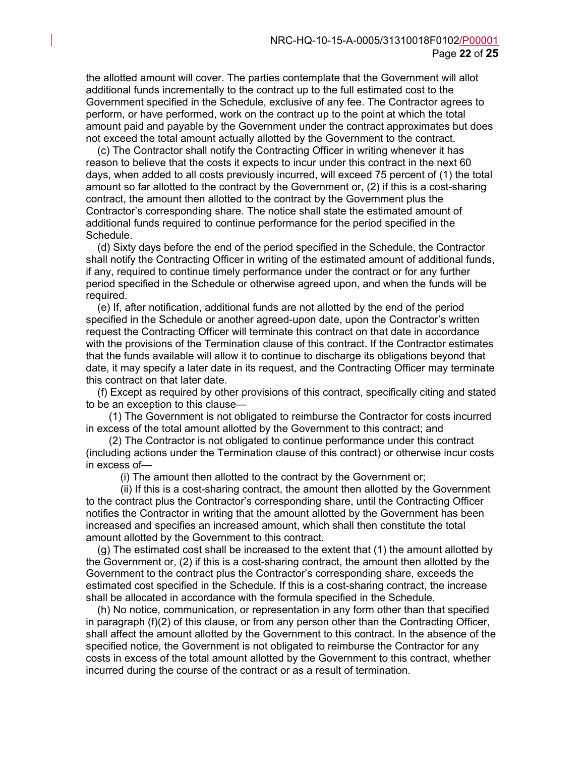the allotted amount will cover. The parties contemplate that the Government will allot additional funds incrementally to the contract up to the full estimated cost to the Government specified in the Schedule, exclusive of any fee. The Contractor agrees to perform, or have performed, work on the contract up to the point at which the total amount paid and payable by the Government under the contract approximates but does not exceed the total amount actually allotted by the Government to the contract.

(c) The Contractor shall notify the Contracting Officer in writing whenever it has reason to believe that the costs it expects to incur under this contract in the next 60 days, when added to all costs previously incurred, will exceed 75 percent of (1) the total amount so far allotted to the contract by the Government or, (2) if this is a cost-sharing contract, the amount then allotted to the contract by the Government plus the Contractor's corresponding share. The notice shall state the estimated amount of additional funds required to continue performance for the period specified in the Schedule.

(d) Sixty days before the end of the period specified in the Schedule, the Contractor shall notify the Contracting Officer in writing of the estimated amount of additional funds, if any, required to continue timely performance under the contract or for any further period specified in the Schedule or otherwise agreed upon, and when the funds will be required.

(e) If, after notification, additional funds are not allotted by the end of the period specified in the Schedule or another agreed-upon date, upon the Contractor's written request the Contracting Officer will terminate this contract on that date in accordance with the provisions of the Termination clause of this contract. If the Contractor estimates that the funds available will allow it to continue to discharge its obligations beyond that date, it may specify a later date in its request, and the Contracting Officer may terminate this contract on that later date.

(f) Except as required by other provisions of this contract, specifically citing and stated to be an exception to this clause—

(1) The Government is not obligated to reimburse the Contractor for costs incurred in excess of the total amount allotted by the Government to this contract; and

(2) The Contractor is not obligated to continue performance under this contract (including actions under the Termination clause of this contract) or otherwise incur costs in excess of—

(i) The amount then allotted to the contract by the Government or;

(ii) If this is a cost-sharing contract, the amount then allotted by the Government to the contract plus the Contractor's corresponding share, until the Contracting Officer notifies the Contractor in writing that the amount allotted by the Government has been increased and specifies an increased amount, which shall then constitute the total amount allotted by the Government to this contract.

(g) The estimated cost shall be increased to the extent that (1) the amount allotted by the Government or, (2) if this is a cost-sharing contract, the amount then allotted by the Government to the contract plus the Contractor's corresponding share, exceeds the estimated cost specified in the Schedule. If this is a cost-sharing contract, the increase shall be allocated in accordance with the formula specified in the Schedule.

(h) No notice, communication, or representation in any form other than that specified in paragraph (f)(2) of this clause, or from any person other than the Contracting Officer, shall affect the amount allotted by the Government to this contract. In the absence of the specified notice, the Government is not obligated to reimburse the Contractor for any costs in excess of the total amount allotted by the Government to this contract, whether incurred during the course of the contract or as a result of termination.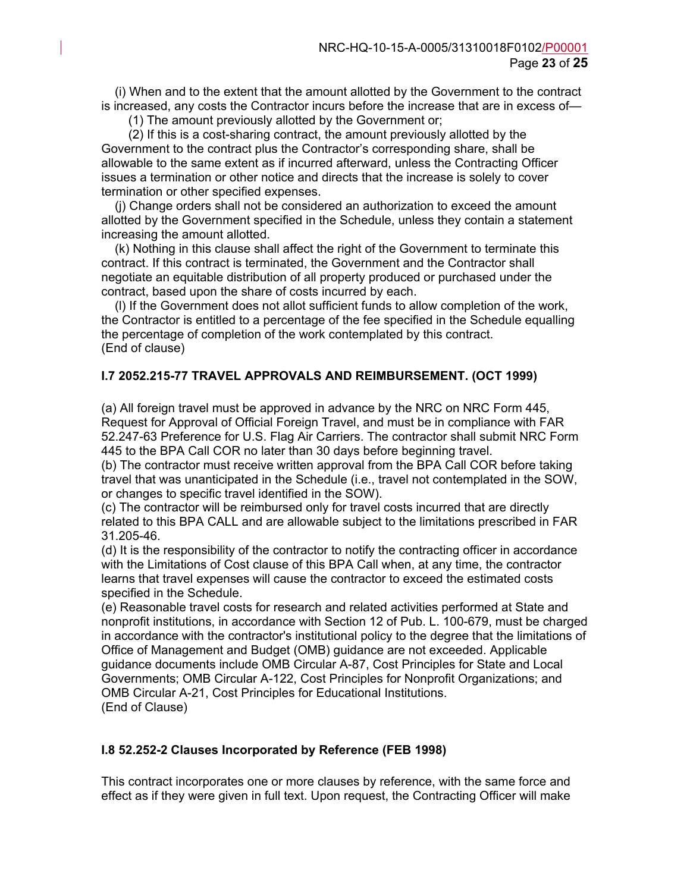(i) When and to the extent that the amount allotted by the Government to the contract is increased, any costs the Contractor incurs before the increase that are in excess of—

(1) The amount previously allotted by the Government or;

(2) If this is a cost-sharing contract, the amount previously allotted by the Government to the contract plus the Contractor's corresponding share, shall be allowable to the same extent as if incurred afterward, unless the Contracting Officer issues a termination or other notice and directs that the increase is solely to cover termination or other specified expenses.

(j) Change orders shall not be considered an authorization to exceed the amount allotted by the Government specified in the Schedule, unless they contain a statement increasing the amount allotted.

(k) Nothing in this clause shall affect the right of the Government to terminate this contract. If this contract is terminated, the Government and the Contractor shall negotiate an equitable distribution of all property produced or purchased under the contract, based upon the share of costs incurred by each.

(l) If the Government does not allot sufficient funds to allow completion of the work, the Contractor is entitled to a percentage of the fee specified in the Schedule equalling the percentage of completion of the work contemplated by this contract.
(End of clause)

**I.7 2052.215-77 TRAVEL APPROVALS AND REIMBURSEMENT. (OCT 1999)**

(a) All foreign travel must be approved in advance by the NRC on NRC Form 445, Request for Approval of Official Foreign Travel, and must be in compliance with FAR 52.247-63 Preference for U.S. Flag Air Carriers. The contractor shall submit NRC Form 445 to the BPA Call COR no later than 30 days before beginning travel.
(b) The contractor must receive written approval from the BPA Call COR before taking travel that was unanticipated in the Schedule (i.e., travel not contemplated in the SOW, or changes to specific travel identified in the SOW).
(c) The contractor will be reimbursed only for travel costs incurred that are directly related to this BPA CALL and are allowable subject to the limitations prescribed in FAR 31.205-46.
(d) It is the responsibility of the contractor to notify the contracting officer in accordance with the Limitations of Cost clause of this BPA Call when, at any time, the contractor learns that travel expenses will cause the contractor to exceed the estimated costs specified in the Schedule.
(e) Reasonable travel costs for research and related activities performed at State and nonprofit institutions, in accordance with Section 12 of Pub. L. 100-679, must be charged in accordance with the contractor's institutional policy to the degree that the limitations of Office of Management and Budget (OMB) guidance are not exceeded. Applicable guidance documents include OMB Circular A-87, Cost Principles for State and Local Governments; OMB Circular A-122, Cost Principles for Nonprofit Organizations; and OMB Circular A-21, Cost Principles for Educational Institutions.
(End of Clause)

**I.8 52.252-2 Clauses Incorporated by Reference (FEB 1998)**

This contract incorporates one or more clauses by reference, with the same force and effect as if they were given in full text. Upon request, the Contracting Officer will make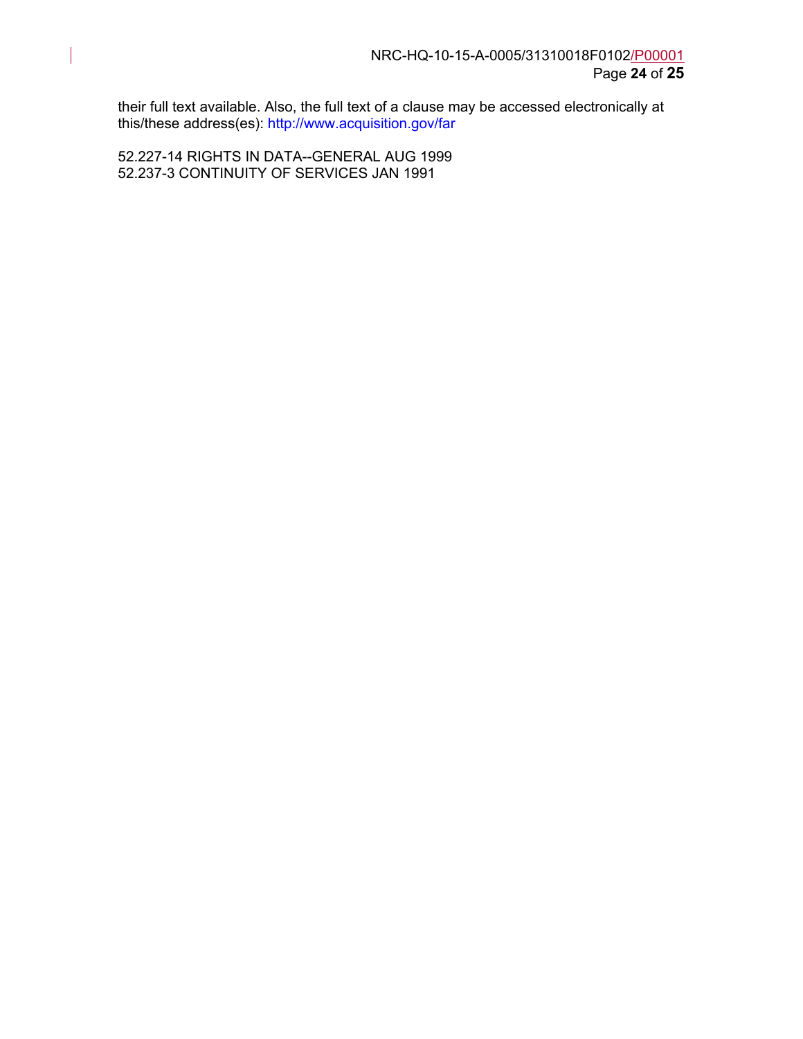their full text available. Also, the full text of a clause may be accessed electronically at this/these address(es): http://www.acquisition.gov/far

52.227-14 RIGHTS IN DATA--GENERAL AUG 1999
52.237-3 CONTINUITY OF SERVICES JAN 1991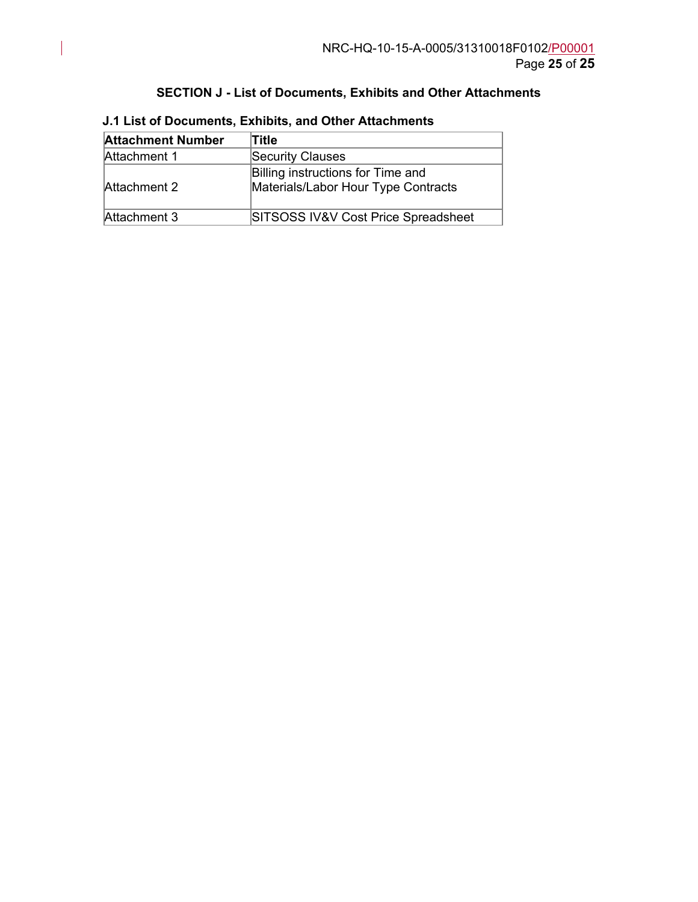## SECTION J - List of Documents, Exhibits and Other Attachments

### J.1 List of Documents, Exhibits, and Other Attachments

| Attachment Number | Title |
|---|---|
| Attachment 1 | Security Clauses |
| Attachment 2 | Billing instructions for Time and Materials/Labor Hour Type Contracts |
| Attachment 3 | SITSOSS IV&V Cost Price Spreadsheet |